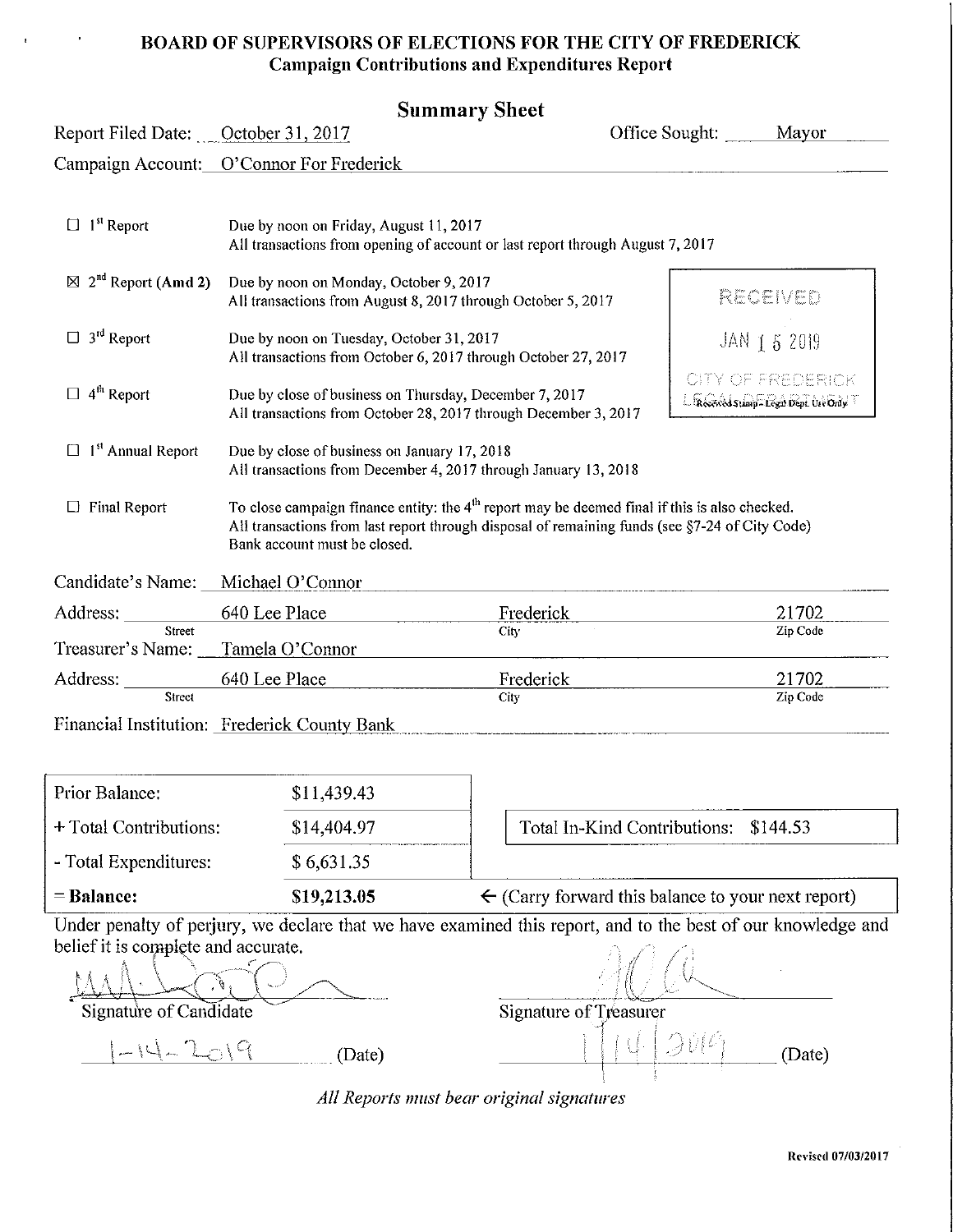# BOARD OF SUPERVISORS OF ELECTIONS FOR THE CITY OF FREDERICK
## Campaign Contributions and Expenditures Report

### Summary Sheet

Report Filed Date: October 31, 2017 | Office Sought: Mayor

Campaign Account: O'Connor For Frederick

| | |
|---|---|
| ☐ 1st Report | Due by noon on Friday, August 11, 2017<br>All transactions from opening of account or last report through August 7, 2017 |
| ☒ 2nd Report (Amd 2) | Due by noon on Monday, October 9, 2017<br>All transactions from August 8, 2017 through October 5, 2017 |
| ☐ 3rd Report | Due by noon on Tuesday, October 31, 2017<br>All transactions from October 6, 2017 through October 27, 2017 |
| ☐ 4th Report | Due by close of business on Thursday, December 7, 2017<br>All transactions from October 28, 2017 through December 3, 2017 |
| ☐ 1st Annual Report | Due by close of business on January 17, 2018<br>All transactions from December 4, 2017 through January 13, 2018 |
| ☐ Final Report | To close campaign finance entity: the 4th report may be deemed final if this is also checked.<br>All transactions from last report through disposal of remaining funds (see §7-24 of City Code)<br>Bank account must be closed. |

RECEIVED
JAN 15 2019
CITY OF FREDERICK
LEGAL DEPARTMENT
Received Stamp – Legal Dept. Use Only

Candidate's Name: Michael O'Connor

Address: 640 Lee Place (Street) | Frederick (City) | 21702 (Zip Code)

Treasurer's Name: Tamela O'Connor

Address: 640 Lee Place (Street) | Frederick (City) | 21702 (Zip Code)

Financial Institution: Frederick County Bank

| | | |
|---|---|---|
| Prior Balance: | $11,439.43 | |
| + Total Contributions: | $14,404.97 | Total In-Kind Contributions: $144.53 |
| - Total Expenditures: | $ 6,631.35 | |
| **= Balance:** | **$19,213.05** | ← (Carry forward this balance to your next report) |

Under penalty of perjury, we declare that we have examined this report, and to the best of our knowledge and belief it is complete and accurate.

Signature of Candidate: [signature] &nbsp;&nbsp; 1-14-2019 (Date)

Signature of Treasurer: [signature] &nbsp;&nbsp; 1/14/2019 (Date)

*All Reports must bear original signatures*

Revised 07/03/2017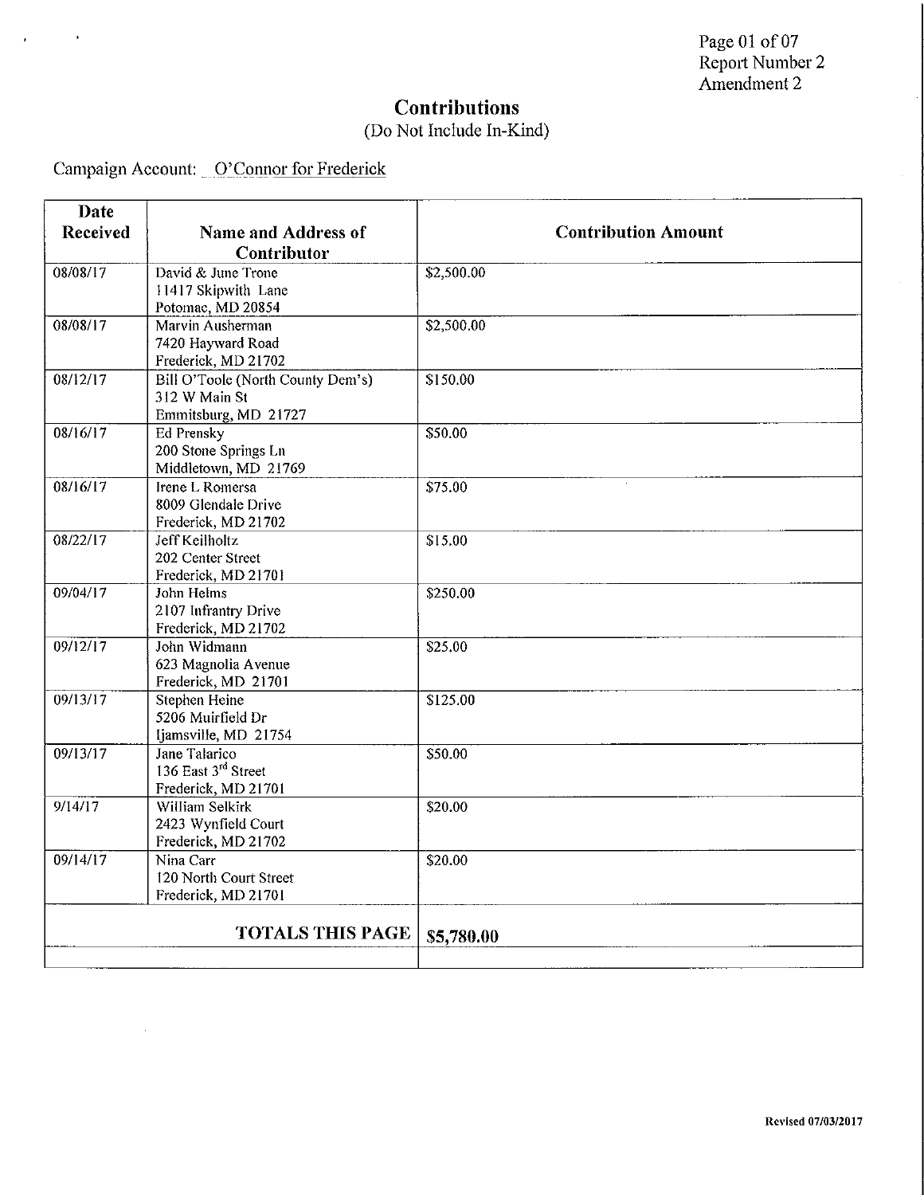Page 01 of 07
Report Number 2
Amendment 2

# Contributions

(Do Not Include In-Kind)

Campaign Account: O'Connor for Frederick

| Date Received | Name and Address of Contributor | Contribution Amount |
|---|---|---|
| 08/08/17 | David & June Trone<br>11417 Skipwith Lane<br>Potomac, MD 20854 | $2,500.00 |
| 08/08/17 | Marvin Ausherman<br>7420 Hayward Road<br>Frederick, MD 21702 | $2,500.00 |
| 08/12/17 | Bill O'Toole (North County Dem's)<br>312 W Main St<br>Emmitsburg, MD 21727 | $150.00 |
| 08/16/17 | Ed Prensky<br>200 Stone Springs Ln<br>Middletown, MD 21769 | $50.00 |
| 08/16/17 | Irene L Romersa<br>8009 Glendale Drive<br>Frederick, MD 21702 | $75.00 |
| 08/22/17 | Jeff Keilholtz<br>202 Center Street<br>Frederick, MD 21701 | $15.00 |
| 09/04/17 | John Helms<br>2107 Infrantry Drive<br>Frederick, MD 21702 | $250.00 |
| 09/12/17 | John Widmann<br>623 Magnolia Avenue<br>Frederick, MD 21701 | $25.00 |
| 09/13/17 | Stephen Heine<br>5206 Muirfield Dr<br>Ijamsville, MD 21754 | $125.00 |
| 09/13/17 | Jane Talarico<br>136 East 3rd Street<br>Frederick, MD 21701 | $50.00 |
| 9/14/17 | William Selkirk<br>2423 Wynfield Court<br>Frederick, MD 21702 | $20.00 |
| 09/14/17 | Nina Carr<br>120 North Court Street<br>Frederick, MD 21701 | $20.00 |
| | **TOTALS THIS PAGE** | **$5,780.00** |

Revised 07/03/2017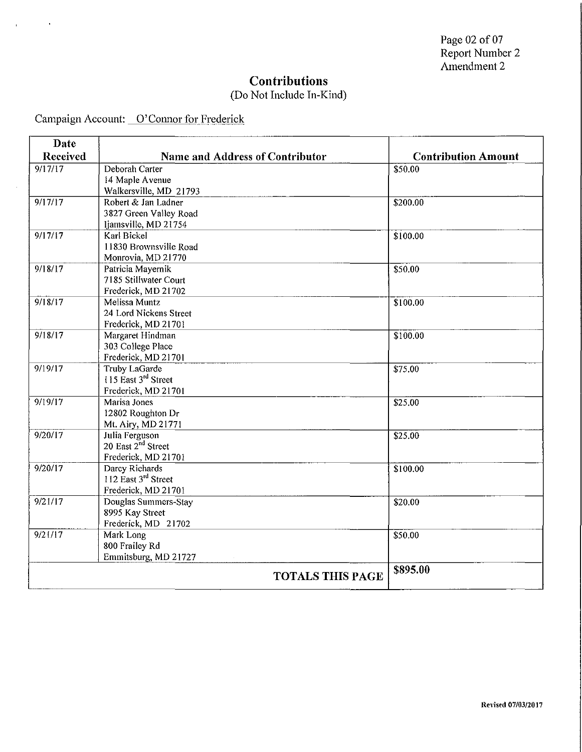Page 02 of 07
Report Number 2
Amendment 2

# Contributions

(Do Not Include In-Kind)

Campaign Account: O'Connor for Frederick

| Date Received | Name and Address of Contributor | Contribution Amount |
|---|---|---|
| 9/17/17 | Deborah Carter<br>14 Maple Avenue<br>Walkersville, MD 21793 | $50.00 |
| 9/17/17 | Robert & Jan Ladner<br>3827 Green Valley Road<br>Ijamsville, MD 21754 | $200.00 |
| 9/17/17 | Karl Bickel<br>11830 Brownsville Road<br>Monrovia, MD 21770 | $100.00 |
| 9/18/17 | Patricia Mayernik<br>7185 Stillwater Court<br>Frederick, MD 21702 | $50.00 |
| 9/18/17 | Melissa Muntz<br>24 Lord Nickens Street<br>Frederick, MD 21701 | $100.00 |
| 9/18/17 | Margaret Hindman<br>303 College Place<br>Frederick, MD 21701 | $100.00 |
| 9/19/17 | Truby LaGarde<br>115 East 3rd Street<br>Frederick, MD 21701 | $75.00 |
| 9/19/17 | Marisa Jones<br>12802 Roughton Dr<br>Mt. Airy, MD 21771 | $25.00 |
| 9/20/17 | Julia Ferguson<br>20 East 2nd Street<br>Frederick, MD 21701 | $25.00 |
| 9/20/17 | Darcy Richards<br>112 East 3rd Street<br>Frederick, MD 21701 | $100.00 |
| 9/21/17 | Douglas Summers-Stay<br>8995 Kay Street<br>Frederick, MD 21702 | $20.00 |
| 9/21/17 | Mark Long<br>800 Frailey Rd<br>Emmitsburg, MD 21727 | $50.00 |
| | **TOTALS THIS PAGE** | **$895.00** |

Revised 07/03/2017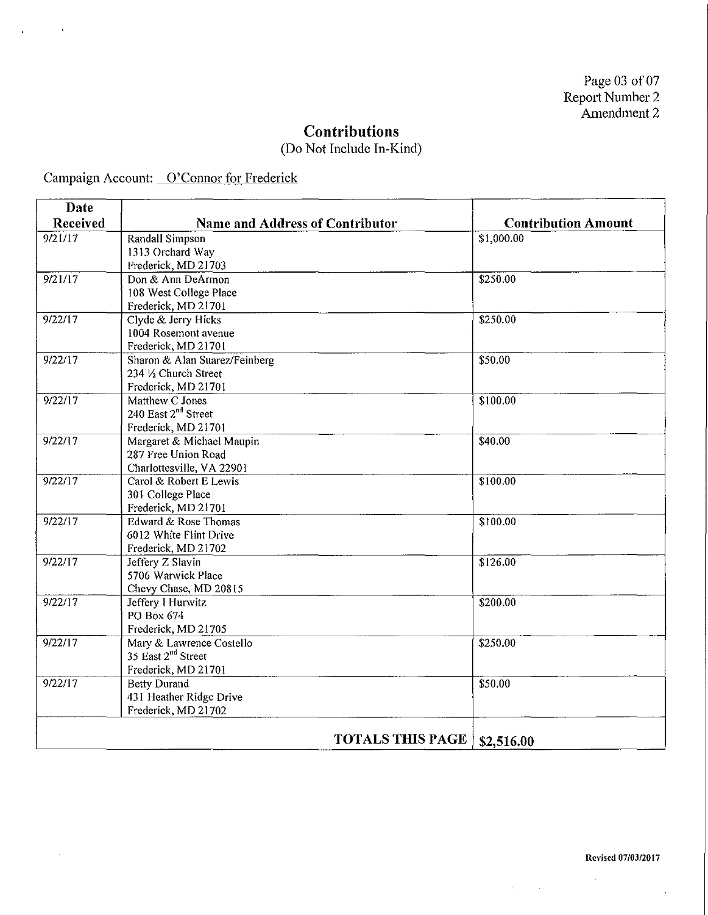Page 03 of 07
Report Number 2
Amendment 2

# Contributions

(Do Not Include In-Kind)

Campaign Account: O'Connor for Frederick

| Date Received | Name and Address of Contributor | Contribution Amount |
|---|---|---|
| 9/21/17 | Randall Simpson<br>1313 Orchard Way<br>Frederick, MD 21703 | $1,000.00 |
| 9/21/17 | Don & Ann DeArmon<br>108 West College Place<br>Frederick, MD 21701 | $250.00 |
| 9/22/17 | Clyde & Jerry Hicks<br>1004 Rosemont avenue<br>Frederick, MD 21701 | $250.00 |
| 9/22/17 | Sharon & Alan Suarez/Feinberg<br>234 ½ Church Street<br>Frederick, MD 21701 | $50.00 |
| 9/22/17 | Matthew C Jones<br>240 East 2nd Street<br>Frederick, MD 21701 | $100.00 |
| 9/22/17 | Margaret & Michael Maupin<br>287 Free Union Road<br>Charlottesville, VA 22901 | $40.00 |
| 9/22/17 | Carol & Robert E Lewis<br>301 College Place<br>Frederick, MD 21701 | $100.00 |
| 9/22/17 | Edward & Rose Thomas<br>6012 White Flint Drive<br>Frederick, MD 21702 | $100.00 |
| 9/22/17 | Jeffery Z Slavin<br>5706 Warwick Place<br>Chevy Chase, MD 20815 | $126.00 |
| 9/22/17 | Jeffery I Hurwitz<br>PO Box 674<br>Frederick, MD 21705 | $200.00 |
| 9/22/17 | Mary & Lawrence Costello<br>35 East 2nd Street<br>Frederick, MD 21701 | $250.00 |
| 9/22/17 | Betty Durand<br>431 Heather Ridge Drive<br>Frederick, MD 21702 | $50.00 |
| | **TOTALS THIS PAGE** | **$2,516.00** |

Revised 07/03/2017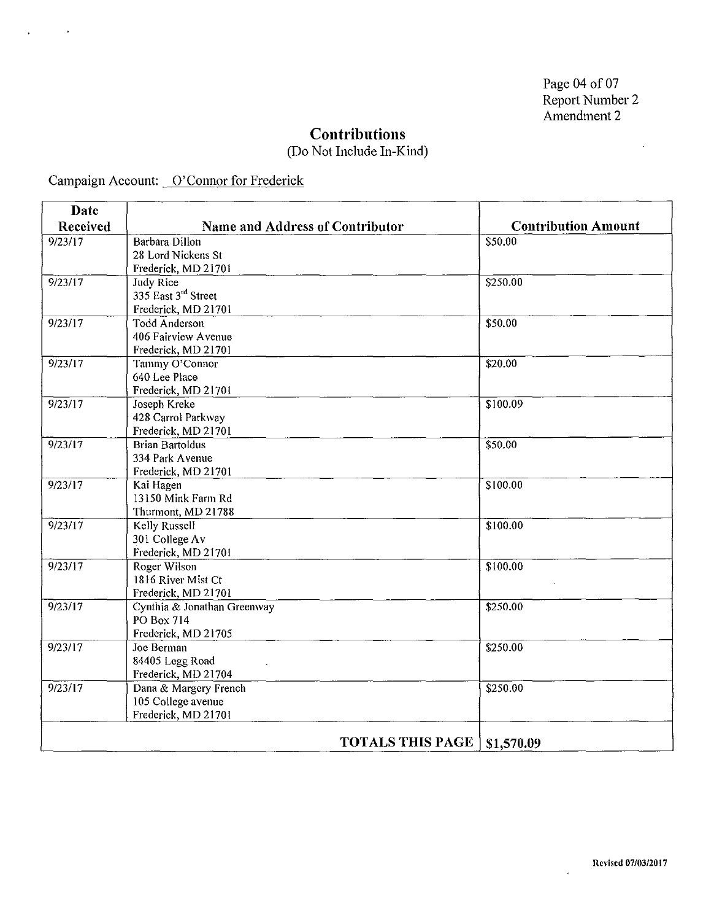Page 04 of 07
Report Number 2
Amendment 2

# Contributions

(Do Not Include In-Kind)

Campaign Account: O'Connor for Frederick

| Date Received | Name and Address of Contributor | Contribution Amount |
|---|---|---|
| 9/23/17 | Barbara Dillon<br>28 Lord Nickens St<br>Frederick, MD 21701 | $50.00 |
| 9/23/17 | Judy Rice<br>335 East 3rd Street<br>Frederick, MD 21701 | $250.00 |
| 9/23/17 | Todd Anderson<br>406 Fairview Avenue<br>Frederick, MD 21701 | $50.00 |
| 9/23/17 | Tammy O'Connor<br>640 Lee Place<br>Frederick, MD 21701 | $20.00 |
| 9/23/17 | Joseph Kreke<br>428 Carrol Parkway<br>Frederick, MD 21701 | $100.09 |
| 9/23/17 | Brian Bartoldus<br>334 Park Avenue<br>Frederick, MD 21701 | $50.00 |
| 9/23/17 | Kai Hagen<br>13150 Mink Farm Rd<br>Thurmont, MD 21788 | $100.00 |
| 9/23/17 | Kelly Russell<br>301 College Av<br>Frederick, MD 21701 | $100.00 |
| 9/23/17 | Roger Wilson<br>1816 River Mist Ct<br>Frederick, MD 21701 | $100.00 |
| 9/23/17 | Cynthia & Jonathan Greenway<br>PO Box 714<br>Frederick, MD 21705 | $250.00 |
| 9/23/17 | Joe Berman<br>84405 Legg Road<br>Frederick, MD 21704 | $250.00 |
| 9/23/17 | Dana & Margery French<br>105 College avenue<br>Frederick, MD 21701 | $250.00 |
| | **TOTALS THIS PAGE** | **$1,570.09** |

Revised 07/03/2017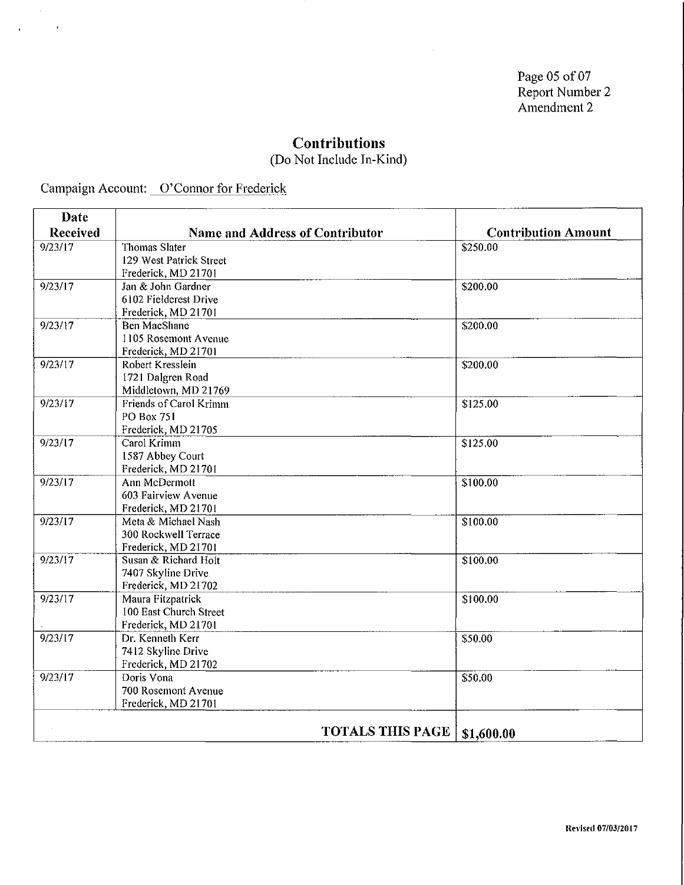Page 05 of 07
Report Number 2
Amendment 2

# Contributions
(Do Not Include In-Kind)

Campaign Account: O'Connor for Frederick

| Date Received | Name and Address of Contributor | Contribution Amount |
|---|---|---|
| 9/23/17 | Thomas Slater<br>129 West Patrick Street<br>Frederick, MD 21701 | $250.00 |
| 9/23/17 | Jan & John Gardner<br>6102 Fieldcrest Drive<br>Frederick, MD 21701 | $200.00 |
| 9/23/17 | Ben MacShane<br>1105 Rosemont Avenue<br>Frederick, MD 21701 | $200.00 |
| 9/23/17 | Robert Kresslein<br>1721 Dalgren Road<br>Middletown, MD 21769 | $200.00 |
| 9/23/17 | Friends of Carol Krimm<br>PO Box 751<br>Frederick, MD 21705 | $125.00 |
| 9/23/17 | Carol Krimm<br>1587 Abbey Court<br>Frederick, MD 21701 | $125.00 |
| 9/23/17 | Ann McDermott<br>603 Fairview Avenue<br>Frederick, MD 21701 | $100.00 |
| 9/23/17 | Meta & Michael Nash<br>300 Rockwell Terrace<br>Frederick, MD 21701 | $100.00 |
| 9/23/17 | Susan & Richard Holt<br>7407 Skyline Drive<br>Frederick, MD 21702 | $100.00 |
| 9/23/17 | Maura Fitzpatrick<br>100 East Church Street<br>Frederick, MD 21701 | $100.00 |
| 9/23/17 | Dr. Kenneth Kerr<br>7412 Skyline Drive<br>Frederick, MD 21702 | $50.00 |
| 9/23/17 | Doris Vona<br>700 Rosemont Avenue<br>Frederick, MD 21701 | $50.00 |
| | **TOTALS THIS PAGE** | **$1,600.00** |

Revised 07/03/2017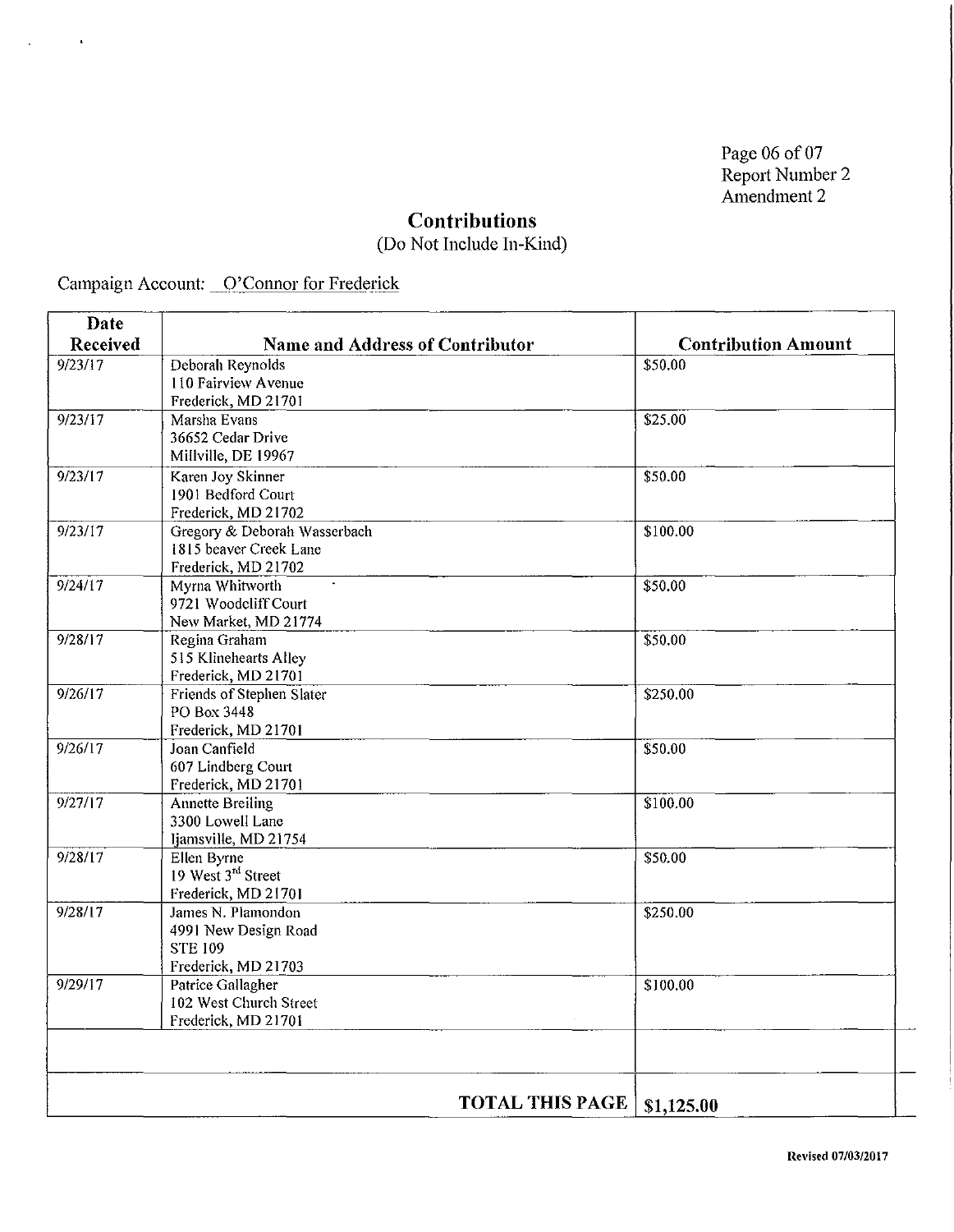Page 06 of 07
Report Number 2
Amendment 2

## Contributions

(Do Not Include In-Kind)

Campaign Account: O'Connor for Frederick

| Date Received | Name and Address of Contributor | Contribution Amount |
|---|---|---|
| 9/23/17 | Deborah Reynolds<br>110 Fairview Avenue<br>Frederick, MD 21701 | $50.00 |
| 9/23/17 | Marsha Evans<br>36652 Cedar Drive<br>Millville, DE 19967 | $25.00 |
| 9/23/17 | Karen Joy Skinner<br>1901 Bedford Court<br>Frederick, MD 21702 | $50.00 |
| 9/23/17 | Gregory & Deborah Wasserbach<br>1815 beaver Creek Lane<br>Frederick, MD 21702 | $100.00 |
| 9/24/17 | Myrna Whitworth<br>9721 Woodcliff Court<br>New Market, MD 21774 | $50.00 |
| 9/28/17 | Regina Graham<br>515 Klinehearts Alley<br>Frederick, MD 21701 | $50.00 |
| 9/26/17 | Friends of Stephen Slater<br>PO Box 3448<br>Frederick, MD 21701 | $250.00 |
| 9/26/17 | Joan Canfield<br>607 Lindberg Court<br>Frederick, MD 21701 | $50.00 |
| 9/27/17 | Annette Breiling<br>3300 Lowell Lane<br>Ijamsville, MD 21754 | $100.00 |
| 9/28/17 | Ellen Byrne<br>19 West 3rd Street<br>Frederick, MD 21701 | $50.00 |
| 9/28/17 | James N. Plamondon<br>4991 New Design Road<br>STE 109<br>Frederick, MD 21703 | $250.00 |
| 9/29/17 | Patrice Gallagher<br>102 West Church Street<br>Frederick, MD 21701 | $100.00 |
| | | |
| | **TOTAL THIS PAGE** | **$1,125.00** |

**Revised 07/03/2017**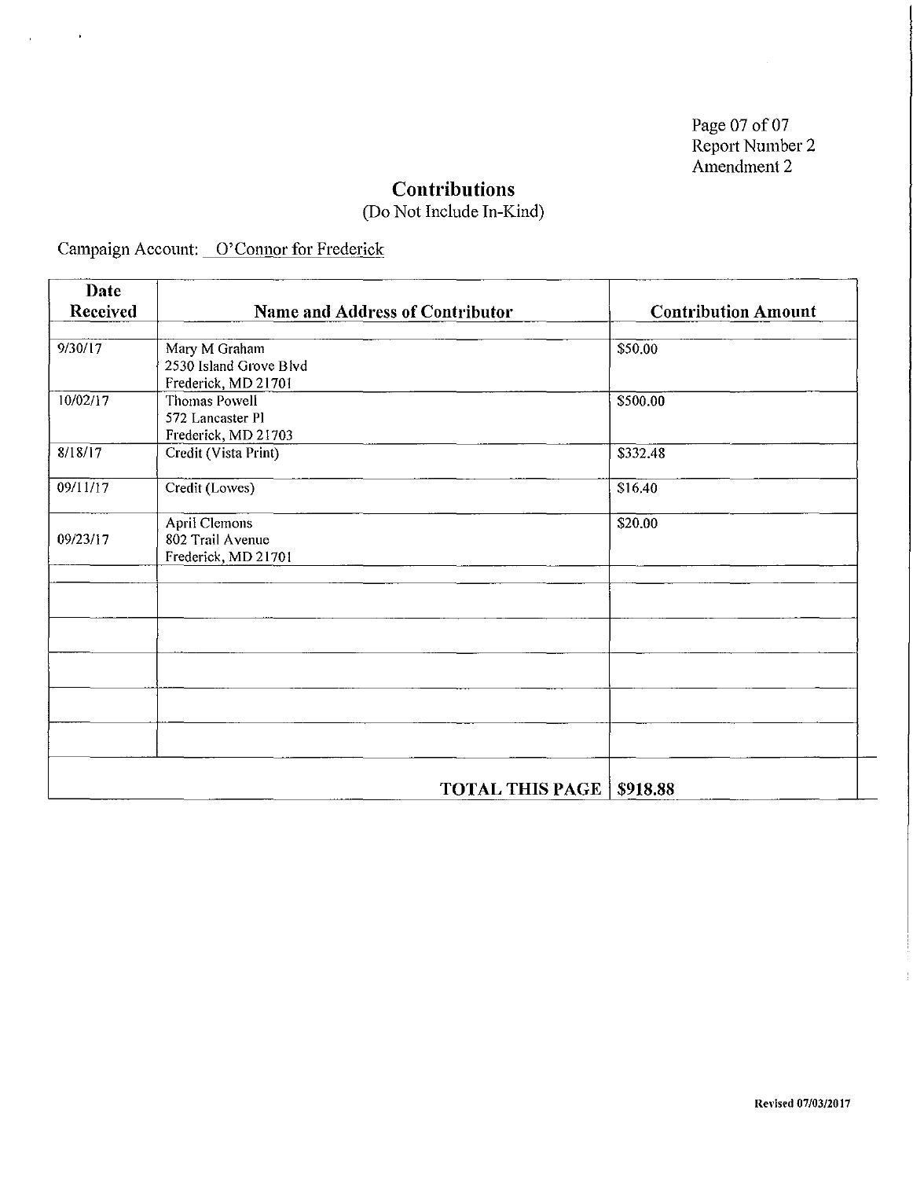Page 07 of 07
Report Number 2
Amendment 2

# Contributions

(Do Not Include In-Kind)

Campaign Account: O'Connor for Frederick

| Date Received | Name and Address of Contributor | Contribution Amount |
|---|---|---|
| 9/30/17 | Mary M Graham<br>2530 Island Grove Blvd<br>Frederick, MD 21701 | $50.00 |
| 10/02/17 | Thomas Powell<br>572 Lancaster Pl<br>Frederick, MD 21703 | $500.00 |
| 8/18/17 | Credit (Vista Print) | $332.48 |
| 09/11/17 | Credit (Lowes) | $16.40 |
| 09/23/17 | April Clemons<br>802 Trail Avenue<br>Frederick, MD 21701 | $20.00 |
| | | |
| | | |
| | | |
| | | |
| | | |
| | | |
| | **TOTAL THIS PAGE** | **$918.88** |

Revised 07/03/2017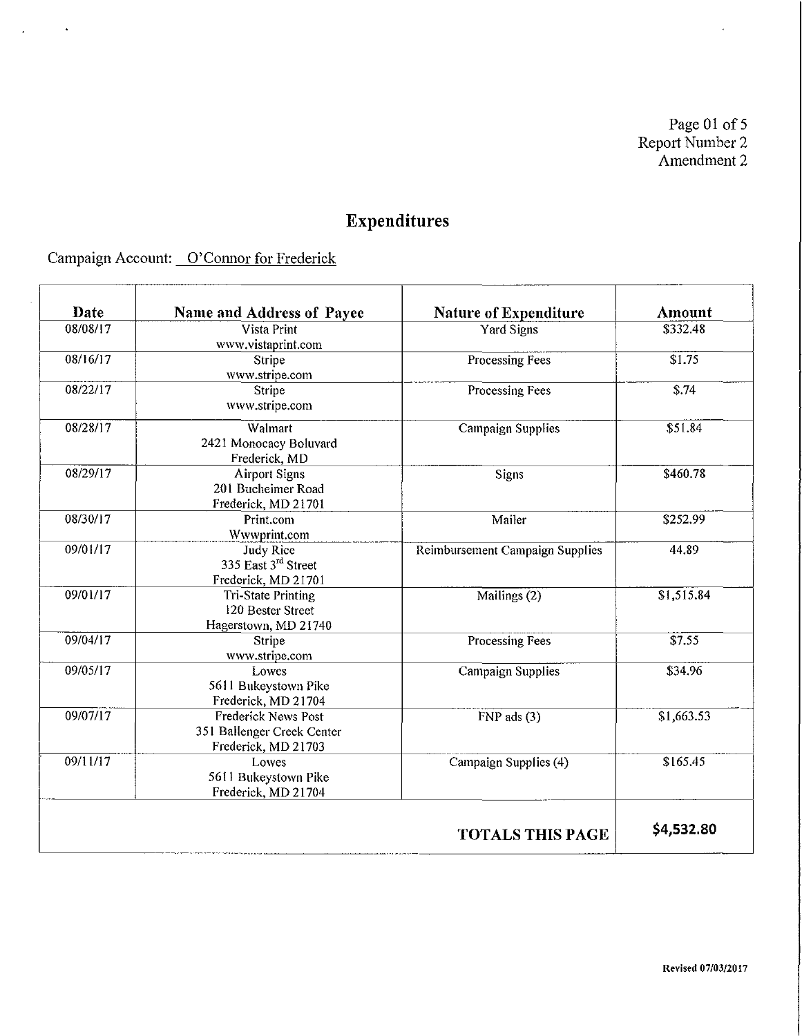Page 01 of 5
Report Number 2
Amendment 2

# Expenditures

Campaign Account: O'Connor for Frederick

| Date | Name and Address of Payee | Nature of Expenditure | Amount |
|---|---|---|---|
| 08/08/17 | Vista Print<br>www.vistaprint.com | Yard Signs | $332.48 |
| 08/16/17 | Stripe<br>www.stripe.com | Processing Fees | $1.75 |
| 08/22/17 | Stripe<br>www.stripe.com | Processing Fees | $.74 |
| 08/28/17 | Walmart<br>2421 Monocacy Boluvard<br>Frederick, MD | Campaign Supplies | $51.84 |
| 08/29/17 | Airport Signs<br>201 Bucheimer Road<br>Frederick, MD 21701 | Signs | $460.78 |
| 08/30/17 | Print.com<br>Wwwprint.com | Mailer | $252.99 |
| 09/01/17 | Judy Rice<br>335 East 3rd Street<br>Frederick, MD 21701 | Reimbursement Campaign Supplies | 44.89 |
| 09/01/17 | Tri-State Printing<br>120 Bester Street<br>Hagerstown, MD 21740 | Mailings (2) | $1,515.84 |
| 09/04/17 | Stripe<br>www.stripe.com | Processing Fees | $7.55 |
| 09/05/17 | Lowes<br>5611 Bukeystown Pike<br>Frederick, MD 21704 | Campaign Supplies | $34.96 |
| 09/07/17 | Frederick News Post<br>351 Ballenger Creek Center<br>Frederick, MD 21703 | FNP ads (3) | $1,663.53 |
| 09/11/17 | Lowes<br>5611 Bukeystown Pike<br>Frederick, MD 21704 | Campaign Supplies (4) | $165.45 |
| | | **TOTALS THIS PAGE** | **$4,532.80** |

Revised 07/03/2017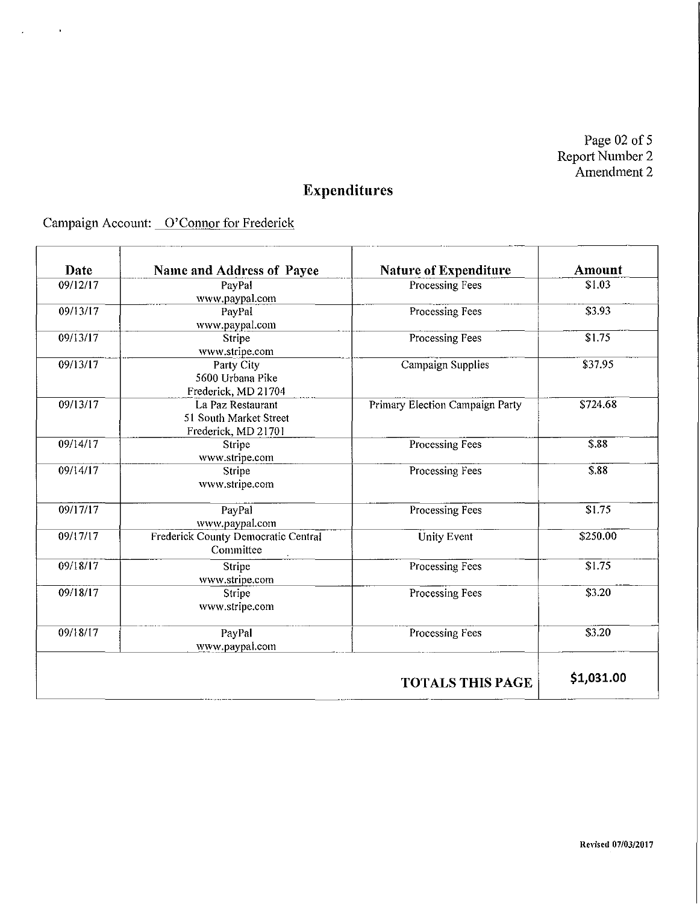Page 02 of 5
Report Number 2
Amendment 2

# Expenditures

Campaign Account: O'Connor for Frederick

| Date | Name and Address of Payee | Nature of Expenditure | Amount |
|---|---|---|---|
| 09/12/17 | PayPal<br>www.paypal.com | Processing Fees | $1.03 |
| 09/13/17 | PayPal<br>www.paypal.com | Processing Fees | $3.93 |
| 09/13/17 | Stripe<br>www.stripe.com | Processing Fees | $1.75 |
| 09/13/17 | Party City<br>5600 Urbana Pike<br>Frederick, MD 21704 | Campaign Supplies | $37.95 |
| 09/13/17 | La Paz Restaurant<br>51 South Market Street<br>Frederick, MD 21701 | Primary Election Campaign Party | $724.68 |
| 09/14/17 | Stripe<br>www.stripe.com | Processing Fees | $.88 |
| 09/14/17 | Stripe<br>www.stripe.com | Processing Fees | $.88 |
| 09/17/17 | PayPal<br>www.paypal.com | Processing Fees | $1.75 |
| 09/17/17 | Frederick County Democratic Central Committee | Unity Event | $250.00 |
| 09/18/17 | Stripe<br>www.stripe.com | Processing Fees | $1.75 |
| 09/18/17 | Stripe<br>www.stripe.com | Processing Fees | $3.20 |
| 09/18/17 | PayPal<br>www.paypal.com | Processing Fees | $3.20 |
| | | **TOTALS THIS PAGE** | **$1,031.00** |

Revised 07/03/2017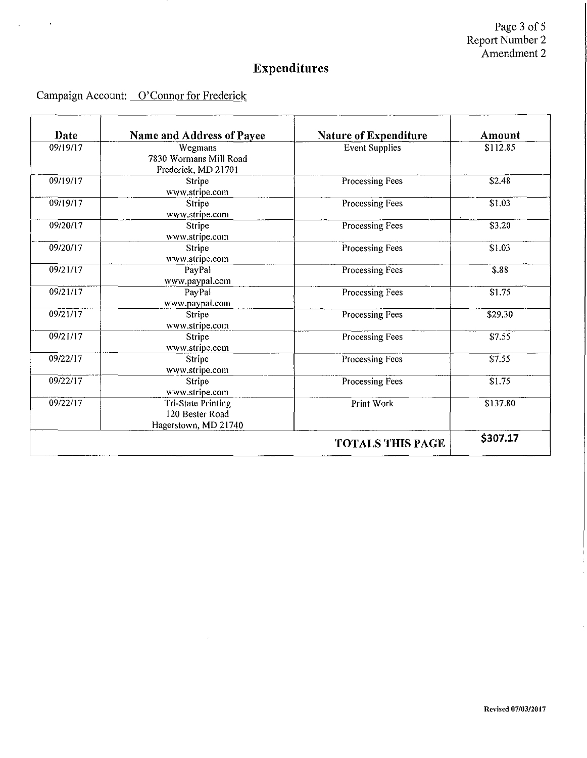# Expenditures

Campaign Account: O'Connor for Frederick

| Date | Name and Address of Payee | Nature of Expenditure | Amount |
|---|---|---|---|
| 09/19/17 | Wegmans<br>7830 Wormans Mill Road<br>Frederick, MD 21701 | Event Supplies | $112.85 |
| 09/19/17 | Stripe<br>www.stripe.com | Processing Fees | $2.48 |
| 09/19/17 | Stripe<br>www.stripe.com | Processing Fees | $1.03 |
| 09/20/17 | Stripe<br>www.stripe.com | Processing Fees | $3.20 |
| 09/20/17 | Stripe<br>www.stripe.com | Processing Fees | $1.03 |
| 09/21/17 | PayPal<br>www.paypal.com | Processing Fees | $.88 |
| 09/21/17 | PayPal<br>www.paypal.com | Processing Fees | $1.75 |
| 09/21/17 | Stripe<br>www.stripe.com | Processing Fees | $29.30 |
| 09/21/17 | Stripe<br>www.stripe.com | Processing Fees | $7.55 |
| 09/22/17 | Stripe<br>www.stripe.com | Processing Fees | $7.55 |
| 09/22/17 | Stripe<br>www.stripe.com | Processing Fees | $1.75 |
| 09/22/17 | Tri-State Printing<br>120 Bester Road<br>Hagerstown, MD 21740 | Print Work | $137.80 |
| | | **TOTALS THIS PAGE** | **$307.17** |

Revised 07/03/2017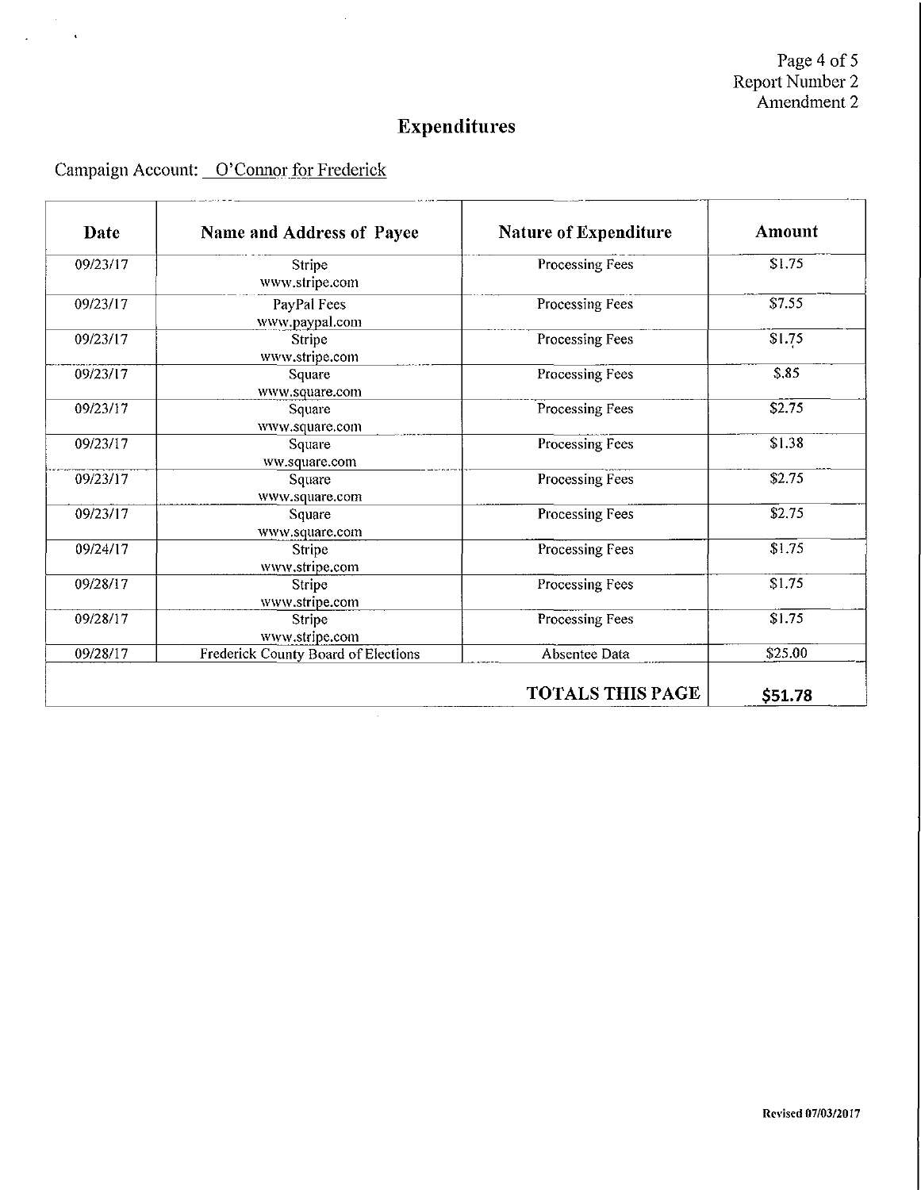# Expenditures

Campaign Account: O'Connor for Frederick

| Date | Name and Address of Payee | Nature of Expenditure | Amount |
|---|---|---|---|
| 09/23/17 | Stripe<br>www.stripe.com | Processing Fees | $1.75 |
| 09/23/17 | PayPal Fees<br>www.paypal.com | Processing Fees | $7.55 |
| 09/23/17 | Stripe<br>www.stripe.com | Processing Fees | $1.75 |
| 09/23/17 | Square<br>www.square.com | Processing Fees | $.85 |
| 09/23/17 | Square<br>www.square.com | Processing Fees | $2.75 |
| 09/23/17 | Square<br>ww.square.com | Processing Fees | $1.38 |
| 09/23/17 | Square<br>www.square.com | Processing Fees | $2.75 |
| 09/23/17 | Square<br>www.square.com | Processing Fees | $2.75 |
| 09/24/17 | Stripe<br>www.stripe.com | Processing Fees | $1.75 |
| 09/28/17 | Stripe<br>www.stripe.com | Processing Fees | $1.75 |
| 09/28/17 | Stripe<br>www.stripe.com | Processing Fees | $1.75 |
| 09/28/17 | Frederick County Board of Elections | Absentee Data | $25.00 |
| | | **TOTALS THIS PAGE** | **$51.78** |

Page 4 of 5
Report Number 2
Amendment 2

Revised 07/03/2017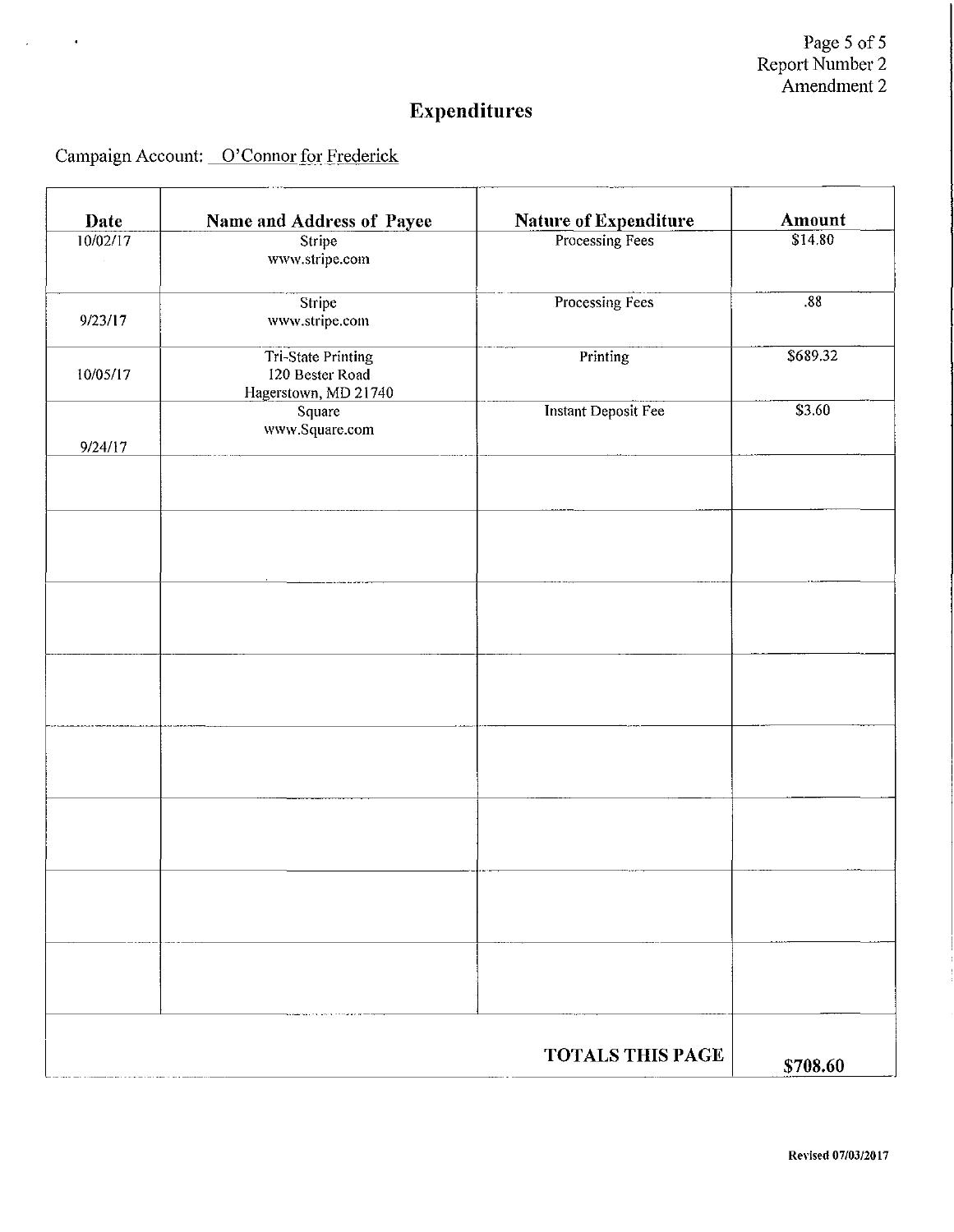# Expenditures

Campaign Account: O'Connor for Frederick

| Date | Name and Address of Payee | Nature of Expenditure | Amount |
|---|---|---|---|
| 10/02/17 | Stripe<br>www.stripe.com | Processing Fees | $14.80 |
| 9/23/17 | Stripe<br>www.stripe.com | Processing Fees | .88 |
| 10/05/17 | Tri-State Printing<br>120 Bester Road<br>Hagerstown, MD 21740 | Printing | $689.32 |
| 9/24/17 | Square<br>www.Square.com | Instant Deposit Fee | $3.60 |
| | | | |
| | | | |
| | | | |
| | | | |
| | | | |
| | | | |
| | | | |
| | | | |
| | | **TOTALS THIS PAGE** | **$708.60** |

Revised 07/03/2017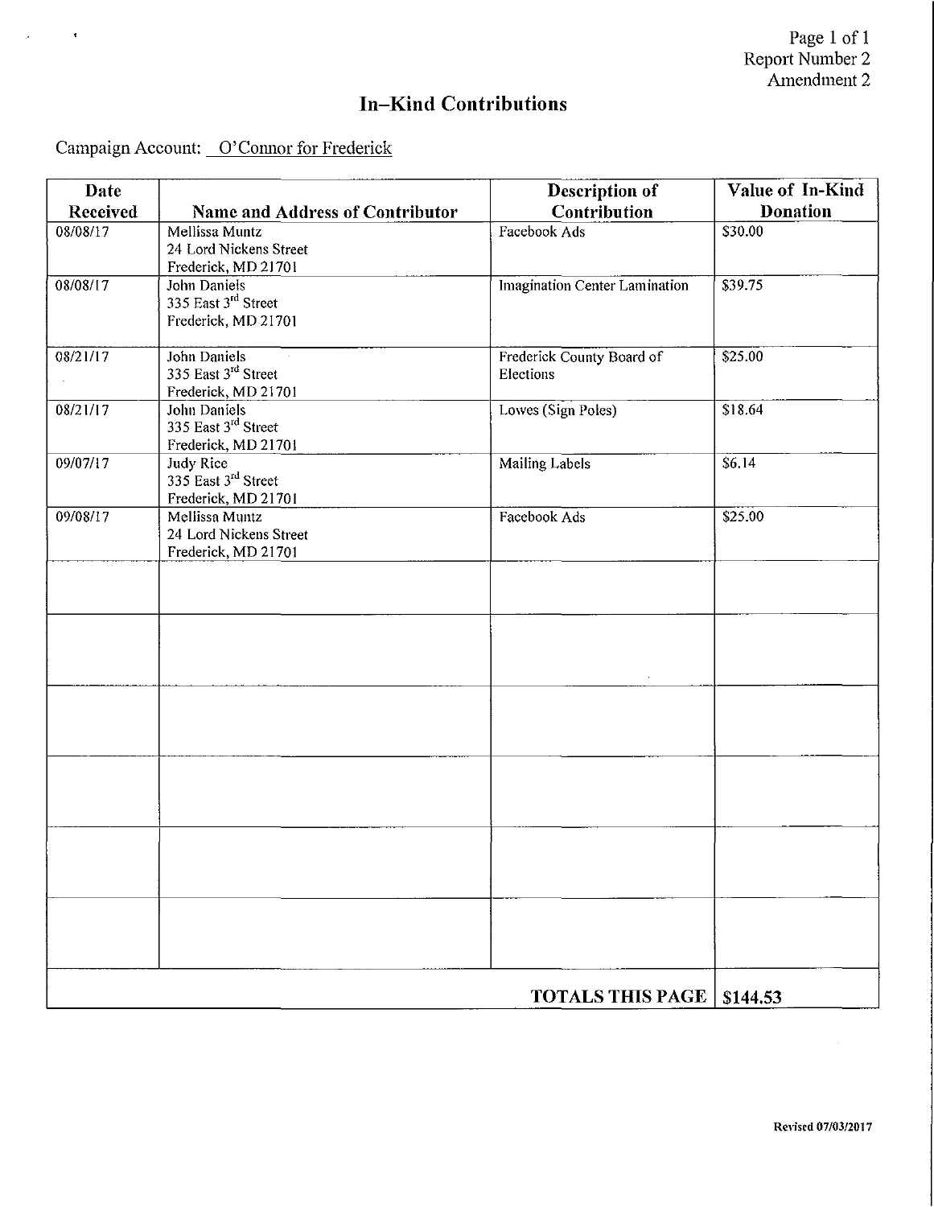Report Number 2
Amendment 2

# In–Kind Contributions

Campaign Account: O'Connor for Frederick

| Date Received | Name and Address of Contributor | Description of Contribution | Value of In-Kind Donation |
|---|---|---|---|
| 08/08/17 | Mellissa Muntz<br>24 Lord Nickens Street<br>Frederick, MD 21701 | Facebook Ads | $30.00 |
| 08/08/17 | John Daniels<br>335 East 3rd Street<br>Frederick, MD 21701 | Imagination Center Lamination | $39.75 |
| 08/21/17 | John Daniels<br>335 East 3rd Street<br>Frederick, MD 21701 | Frederick County Board of Elections | $25.00 |
| 08/21/17 | John Daniels<br>335 East 3rd Street<br>Frederick, MD 21701 | Lowes (Sign Poles) | $18.64 |
| 09/07/17 | Judy Rice<br>335 East 3rd Street<br>Frederick, MD 21701 | Mailing Labels | $6.14 |
| 09/08/17 | Mellissa Muntz<br>24 Lord Nickens Street<br>Frederick, MD 21701 | Facebook Ads | $25.00 |
| | | | |
| | | | |
| | | | |
| | | | |
| | | | |
| | | | |
| | | **TOTALS THIS PAGE** | **$144.53** |

Revised 07/03/2017